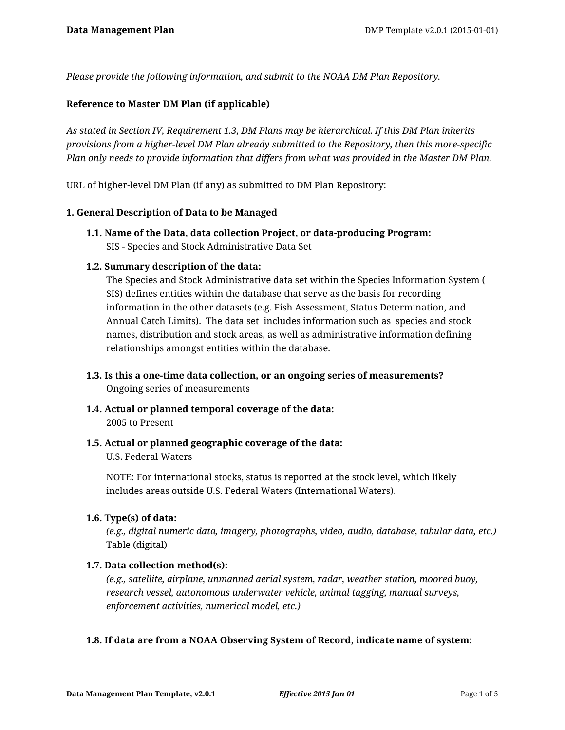*Please provide the following information, and submit to the NOAA DM Plan Repository.*

**Reference to Master DM Plan (if applicable)**

*As stated in Section IV, Requirement 1.3, DM Plans may be hierarchical. If this DM Plan inherits provisions from a higher-level DM Plan already submitted to the Repository, then this more-specific Plan only needs to provide information that differs from what was provided in the Master DM Plan.*

URL of higher-level DM Plan (if any) as submitted to DM Plan Repository:

**1. General Description of Data to be Managed**

**1.1. Name of the Data, data collection Project, or data-producing Program:**
SIS - Species and Stock Administrative Data Set

**1.2. Summary description of the data:**
The Species and Stock Administrative data set within the Species Information System ( SIS) defines entities within the database that serve as the basis for recording information in the other datasets (e.g. Fish Assessment, Status Determination, and Annual Catch Limits). The data set includes information such as species and stock names, distribution and stock areas, as well as administrative information defining relationships amongst entities within the database.

**1.3. Is this a one-time data collection, or an ongoing series of measurements?**
Ongoing series of measurements

**1.4. Actual or planned temporal coverage of the data:**
2005 to Present

**1.5. Actual or planned geographic coverage of the data:**
U.S. Federal Waters

NOTE: For international stocks, status is reported at the stock level, which likely includes areas outside U.S. Federal Waters (International Waters).

**1.6. Type(s) of data:**
*(e.g., digital numeric data, imagery, photographs, video, audio, database, tabular data, etc.)*
Table (digital)

**1.7. Data collection method(s):**
*(e.g., satellite, airplane, unmanned aerial system, radar, weather station, moored buoy, research vessel, autonomous underwater vehicle, animal tagging, manual surveys, enforcement activities, numerical model, etc.)*

**1.8. If data are from a NOAA Observing System of Record, indicate name of system:**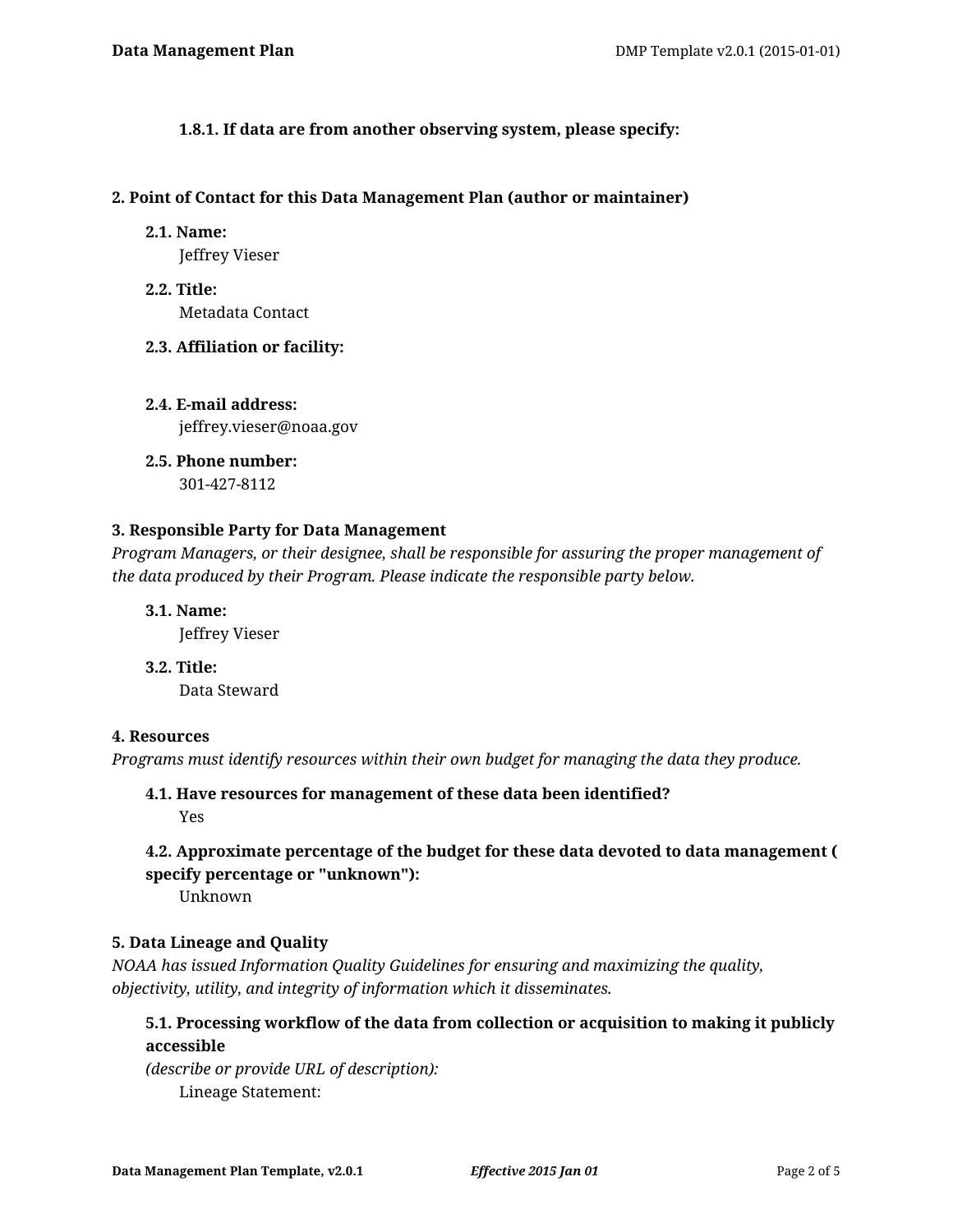#### 1.8.1. If data are from another observing system, please specify:

## 2. Point of Contact for this Data Management Plan (author or maintainer)

### 2.1. Name:

Jeffrey Vieser

### 2.2. Title:

Metadata Contact

### 2.3. Affiliation or facility:

### 2.4. E-mail address:

jeffrey.vieser@noaa.gov

### 2.5. Phone number:

301-427-8112

## 3. Responsible Party for Data Management

*Program Managers, or their designee, shall be responsible for assuring the proper management of the data produced by their Program. Please indicate the responsible party below.*

### 3.1. Name:

Jeffrey Vieser

### 3.2. Title:

Data Steward

## 4. Resources

*Programs must identify resources within their own budget for managing the data they produce.*

### 4.1. Have resources for management of these data been identified?

Yes

### 4.2. Approximate percentage of the budget for these data devoted to data management ( specify percentage or "unknown"):

Unknown

## 5. Data Lineage and Quality

*NOAA has issued Information Quality Guidelines for ensuring and maximizing the quality, objectivity, utility, and integrity of information which it disseminates.*

### 5.1. Processing workflow of the data from collection or acquisition to making it publicly accessible

*(describe or provide URL of description):*

Lineage Statement: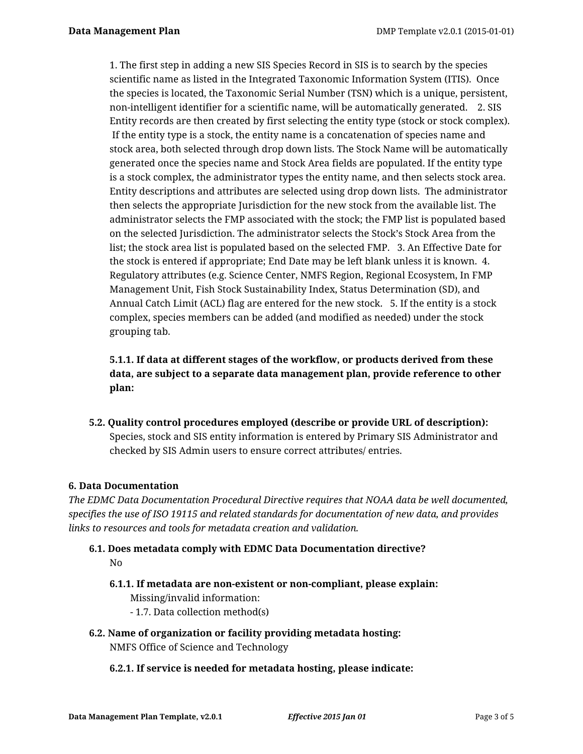1. The first step in adding a new SIS Species Record in SIS is to search by the species scientific name as listed in the Integrated Taxonomic Information System (ITIS). Once the species is located, the Taxonomic Serial Number (TSN) which is a unique, persistent, non-intelligent identifier for a scientific name, will be automatically generated. 2. SIS Entity records are then created by first selecting the entity type (stock or stock complex). If the entity type is a stock, the entity name is a concatenation of species name and stock area, both selected through drop down lists. The Stock Name will be automatically generated once the species name and Stock Area fields are populated. If the entity type is a stock complex, the administrator types the entity name, and then selects stock area. Entity descriptions and attributes are selected using drop down lists. The administrator then selects the appropriate Jurisdiction for the new stock from the available list. The administrator selects the FMP associated with the stock; the FMP list is populated based on the selected Jurisdiction. The administrator selects the Stock's Stock Area from the list; the stock area list is populated based on the selected FMP. 3. An Effective Date for the stock is entered if appropriate; End Date may be left blank unless it is known. 4. Regulatory attributes (e.g. Science Center, NMFS Region, Regional Ecosystem, In FMP Management Unit, Fish Stock Sustainability Index, Status Determination (SD), and Annual Catch Limit (ACL) flag are entered for the new stock. 5. If the entity is a stock complex, species members can be added (and modified as needed) under the stock grouping tab.

**5.1.1. If data at different stages of the workflow, or products derived from these data, are subject to a separate data management plan, provide reference to other plan:**

**5.2. Quality control procedures employed (describe or provide URL of description):**
Species, stock and SIS entity information is entered by Primary SIS Administrator and checked by SIS Admin users to ensure correct attributes/ entries.

### 6. Data Documentation

*The EDMC Data Documentation Procedural Directive requires that NOAA data be well documented, specifies the use of ISO 19115 and related standards for documentation of new data, and provides links to resources and tools for metadata creation and validation.*

**6.1. Does metadata comply with EDMC Data Documentation directive?**
No

**6.1.1. If metadata are non-existent or non-compliant, please explain:**
Missing/invalid information:
- 1.7. Data collection method(s)

**6.2. Name of organization or facility providing metadata hosting:**
NMFS Office of Science and Technology

**6.2.1. If service is needed for metadata hosting, please indicate:**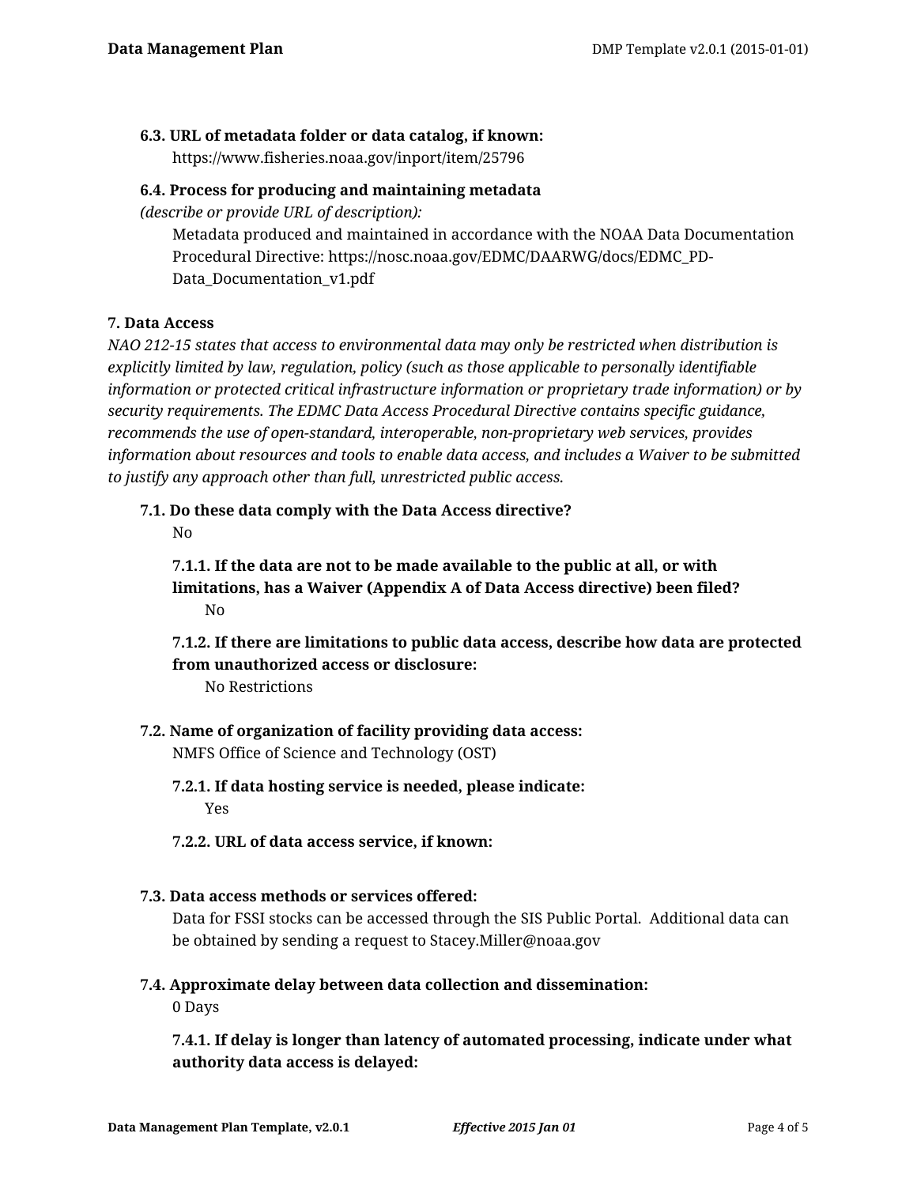### 6.3. URL of metadata folder or data catalog, if known:

https://www.fisheries.noaa.gov/inport/item/25796

### 6.4. Process for producing and maintaining metadata

*(describe or provide URL of description):*

Metadata produced and maintained in accordance with the NOAA Data Documentation Procedural Directive: https://nosc.noaa.gov/EDMC/DAARWG/docs/EDMC_PD-Data_Documentation_v1.pdf

## 7. Data Access

*NAO 212-15 states that access to environmental data may only be restricted when distribution is explicitly limited by law, regulation, policy (such as those applicable to personally identifiable information or protected critical infrastructure information or proprietary trade information) or by security requirements. The EDMC Data Access Procedural Directive contains specific guidance, recommends the use of open-standard, interoperable, non-proprietary web services, provides information about resources and tools to enable data access, and includes a Waiver to be submitted to justify any approach other than full, unrestricted public access.*

### 7.1. Do these data comply with the Data Access directive?

No

#### 7.1.1. If the data are not to be made available to the public at all, or with limitations, has a Waiver (Appendix A of Data Access directive) been filed?

No

#### 7.1.2. If there are limitations to public data access, describe how data are protected from unauthorized access or disclosure:

No Restrictions

### 7.2. Name of organization of facility providing data access:

NMFS Office of Science and Technology (OST)

#### 7.2.1. If data hosting service is needed, please indicate:

Yes

#### 7.2.2. URL of data access service, if known:

### 7.3. Data access methods or services offered:

Data for FSSI stocks can be accessed through the SIS Public Portal. Additional data can be obtained by sending a request to Stacey.Miller@noaa.gov

### 7.4. Approximate delay between data collection and dissemination:

0 Days

#### 7.4.1. If delay is longer than latency of automated processing, indicate under what authority data access is delayed: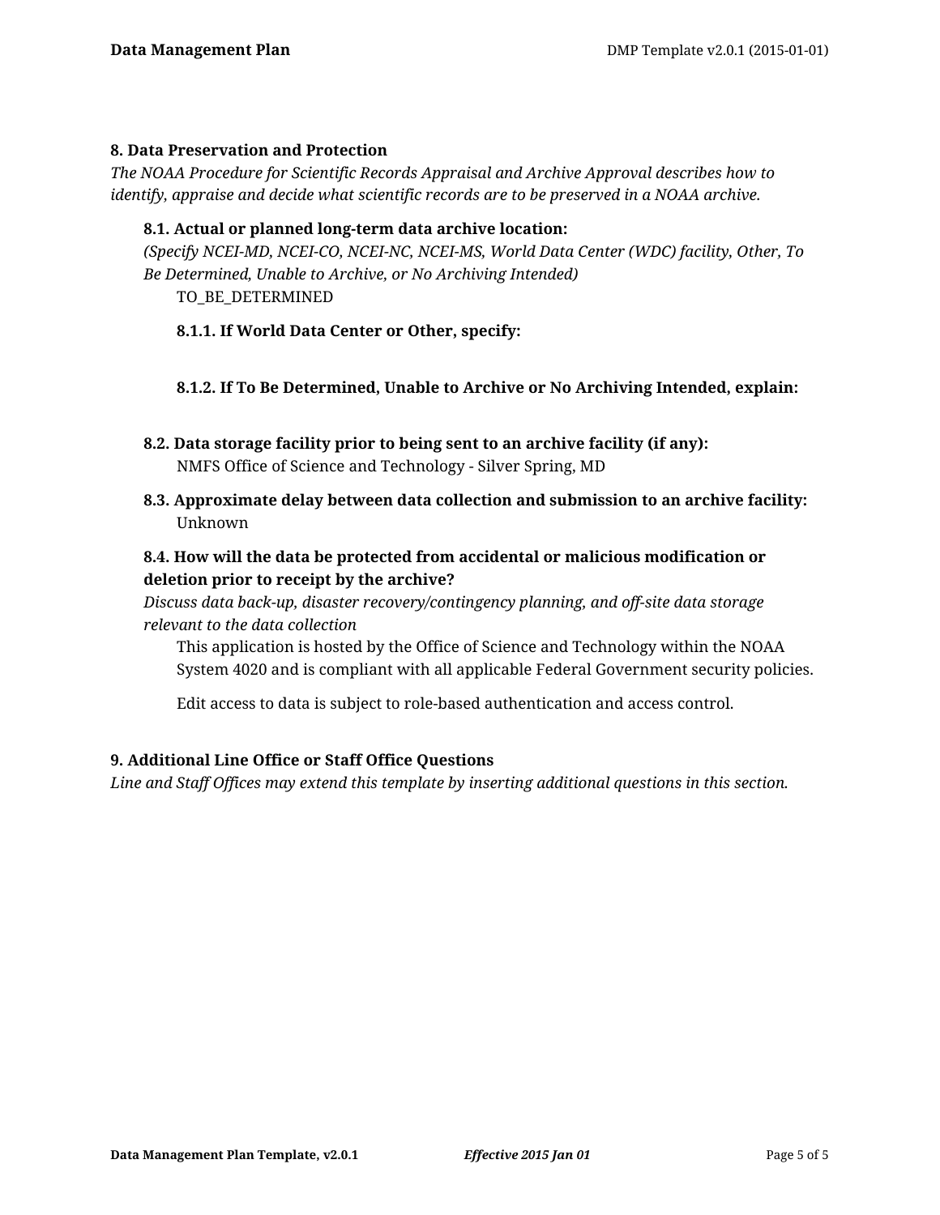### 8. Data Preservation and Protection

*The NOAA Procedure for Scientific Records Appraisal and Archive Approval describes how to identify, appraise and decide what scientific records are to be preserved in a NOAA archive.*

**8.1. Actual or planned long-term data archive location:**
*(Specify NCEI-MD, NCEI-CO, NCEI-NC, NCEI-MS, World Data Center (WDC) facility, Other, To Be Determined, Unable to Archive, or No Archiving Intended)*

TO_BE_DETERMINED

**8.1.1. If World Data Center or Other, specify:**

**8.1.2. If To Be Determined, Unable to Archive or No Archiving Intended, explain:**

**8.2. Data storage facility prior to being sent to an archive facility (if any):**

NMFS Office of Science and Technology - Silver Spring, MD

**8.3. Approximate delay between data collection and submission to an archive facility:**

Unknown

**8.4. How will the data be protected from accidental or malicious modification or deletion prior to receipt by the archive?**
*Discuss data back-up, disaster recovery/contingency planning, and off-site data storage relevant to the data collection*

This application is hosted by the Office of Science and Technology within the NOAA System 4020 and is compliant with all applicable Federal Government security policies.

Edit access to data is subject to role-based authentication and access control.

### 9. Additional Line Office or Staff Office Questions

*Line and Staff Offices may extend this template by inserting additional questions in this section.*